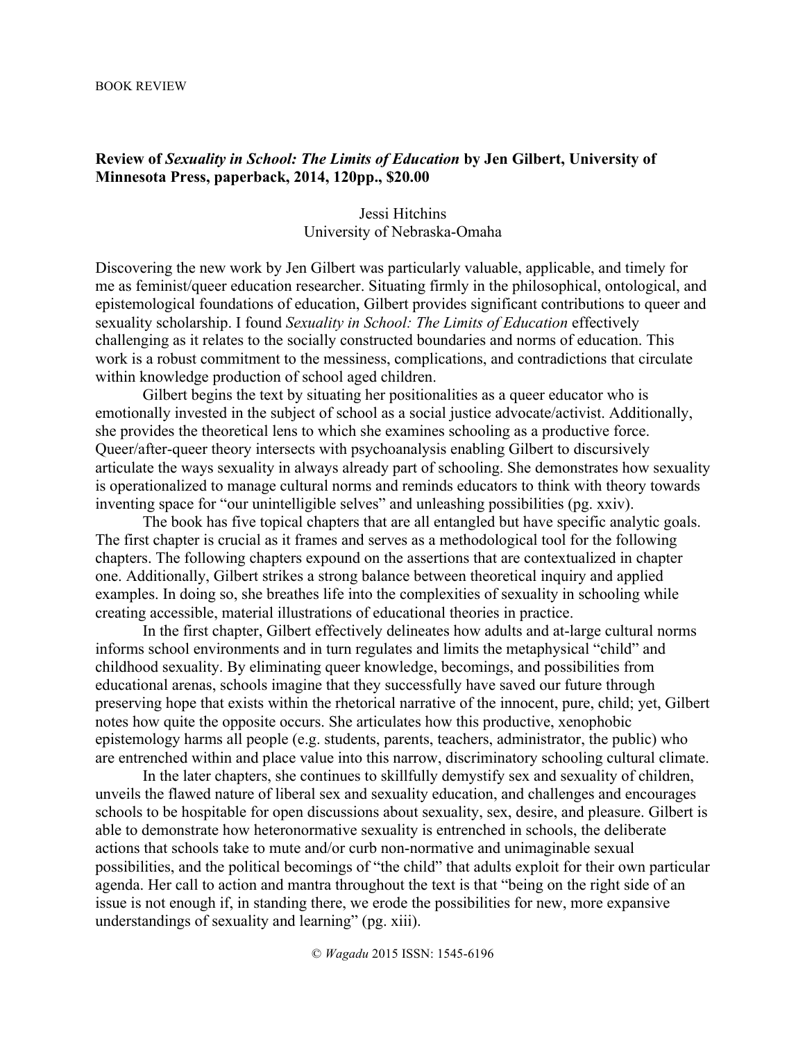BOOK REVIEW

**Review of *Sexuality in School: The Limits of Education* by Jen Gilbert, University of Minnesota Press, paperback, 2014, 120pp., $20.00**

Jessi Hitchins
University of Nebraska-Omaha

Discovering the new work by Jen Gilbert was particularly valuable, applicable, and timely for me as feminist/queer education researcher. Situating firmly in the philosophical, ontological, and epistemological foundations of education, Gilbert provides significant contributions to queer and sexuality scholarship. I found *Sexuality in School: The Limits of Education* effectively challenging as it relates to the socially constructed boundaries and norms of education. This work is a robust commitment to the messiness, complications, and contradictions that circulate within knowledge production of school aged children.

Gilbert begins the text by situating her positionalities as a queer educator who is emotionally invested in the subject of school as a social justice advocate/activist. Additionally, she provides the theoretical lens to which she examines schooling as a productive force. Queer/after-queer theory intersects with psychoanalysis enabling Gilbert to discursively articulate the ways sexuality in always already part of schooling. She demonstrates how sexuality is operationalized to manage cultural norms and reminds educators to think with theory towards inventing space for "our unintelligible selves" and unleashing possibilities (pg. xxiv).

The book has five topical chapters that are all entangled but have specific analytic goals. The first chapter is crucial as it frames and serves as a methodological tool for the following chapters. The following chapters expound on the assertions that are contextualized in chapter one. Additionally, Gilbert strikes a strong balance between theoretical inquiry and applied examples. In doing so, she breathes life into the complexities of sexuality in schooling while creating accessible, material illustrations of educational theories in practice.

In the first chapter, Gilbert effectively delineates how adults and at-large cultural norms informs school environments and in turn regulates and limits the metaphysical "child" and childhood sexuality. By eliminating queer knowledge, becomings, and possibilities from educational arenas, schools imagine that they successfully have saved our future through preserving hope that exists within the rhetorical narrative of the innocent, pure, child; yet, Gilbert notes how quite the opposite occurs. She articulates how this productive, xenophobic epistemology harms all people (e.g. students, parents, teachers, administrator, the public) who are entrenched within and place value into this narrow, discriminatory schooling cultural climate.

In the later chapters, she continues to skillfully demystify sex and sexuality of children, unveils the flawed nature of liberal sex and sexuality education, and challenges and encourages schools to be hospitable for open discussions about sexuality, sex, desire, and pleasure. Gilbert is able to demonstrate how heteronormative sexuality is entrenched in schools, the deliberate actions that schools take to mute and/or curb non-normative and unimaginable sexual possibilities, and the political becomings of "the child" that adults exploit for their own particular agenda. Her call to action and mantra throughout the text is that "being on the right side of an issue is not enough if, in standing there, we erode the possibilities for new, more expansive understandings of sexuality and learning" (pg. xiii).

© *Wagadu* 2015 ISSN: 1545-6196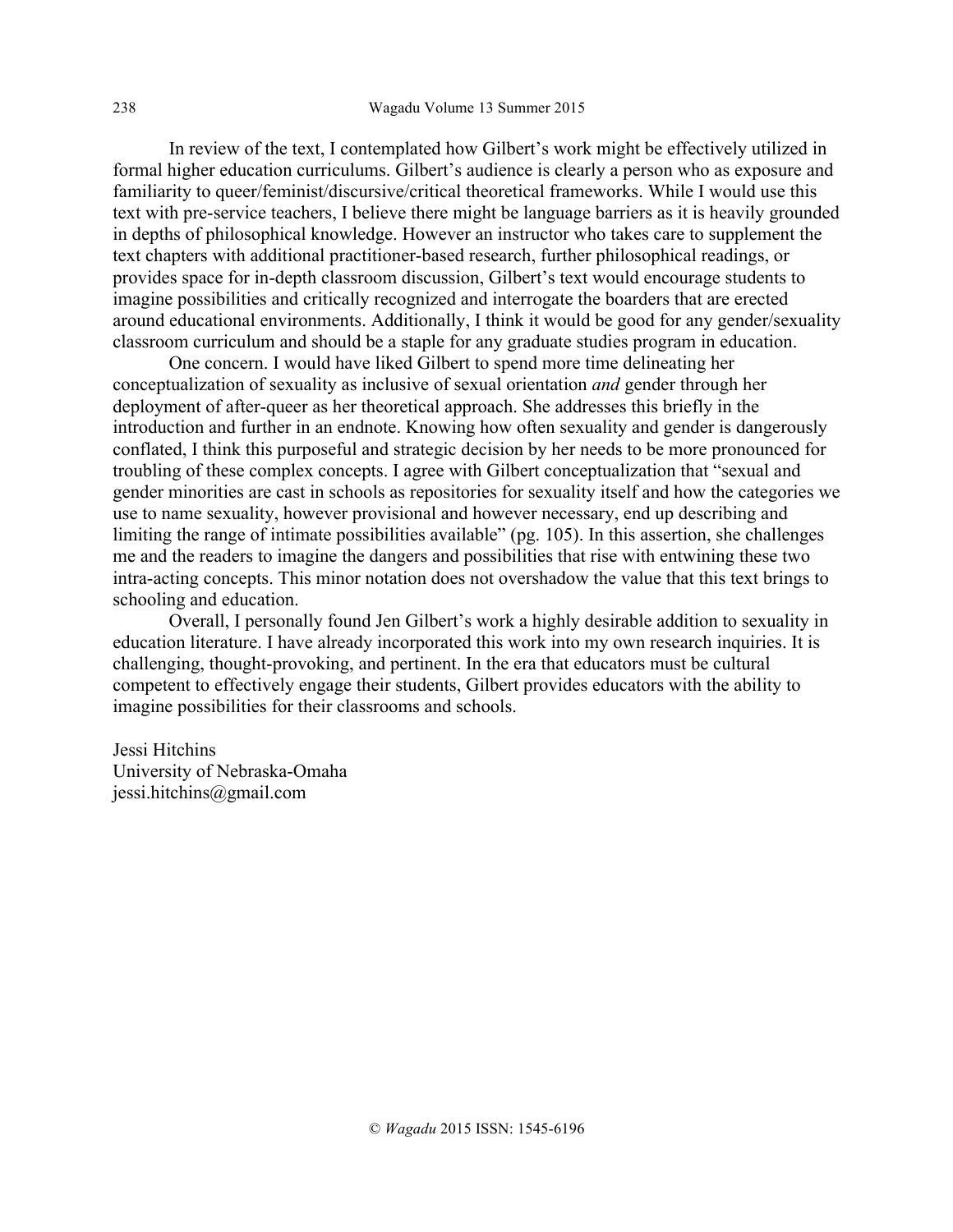In review of the text, I contemplated how Gilbert's work might be effectively utilized in formal higher education curriculums. Gilbert's audience is clearly a person who as exposure and familiarity to queer/feminist/discursive/critical theoretical frameworks. While I would use this text with pre-service teachers, I believe there might be language barriers as it is heavily grounded in depths of philosophical knowledge. However an instructor who takes care to supplement the text chapters with additional practitioner-based research, further philosophical readings, or provides space for in-depth classroom discussion, Gilbert's text would encourage students to imagine possibilities and critically recognized and interrogate the boarders that are erected around educational environments. Additionally, I think it would be good for any gender/sexuality classroom curriculum and should be a staple for any graduate studies program in education.

One concern. I would have liked Gilbert to spend more time delineating her conceptualization of sexuality as inclusive of sexual orientation *and* gender through her deployment of after-queer as her theoretical approach. She addresses this briefly in the introduction and further in an endnote. Knowing how often sexuality and gender is dangerously conflated, I think this purposeful and strategic decision by her needs to be more pronounced for troubling of these complex concepts. I agree with Gilbert conceptualization that "sexual and gender minorities are cast in schools as repositories for sexuality itself and how the categories we use to name sexuality, however provisional and however necessary, end up describing and limiting the range of intimate possibilities available" (pg. 105). In this assertion, she challenges me and the readers to imagine the dangers and possibilities that rise with entwining these two intra-acting concepts. This minor notation does not overshadow the value that this text brings to schooling and education.

Overall, I personally found Jen Gilbert's work a highly desirable addition to sexuality in education literature. I have already incorporated this work into my own research inquiries. It is challenging, thought-provoking, and pertinent. In the era that educators must be cultural competent to effectively engage their students, Gilbert provides educators with the ability to imagine possibilities for their classrooms and schools.

Jessi Hitchins
University of Nebraska-Omaha
jessi.hitchins@gmail.com